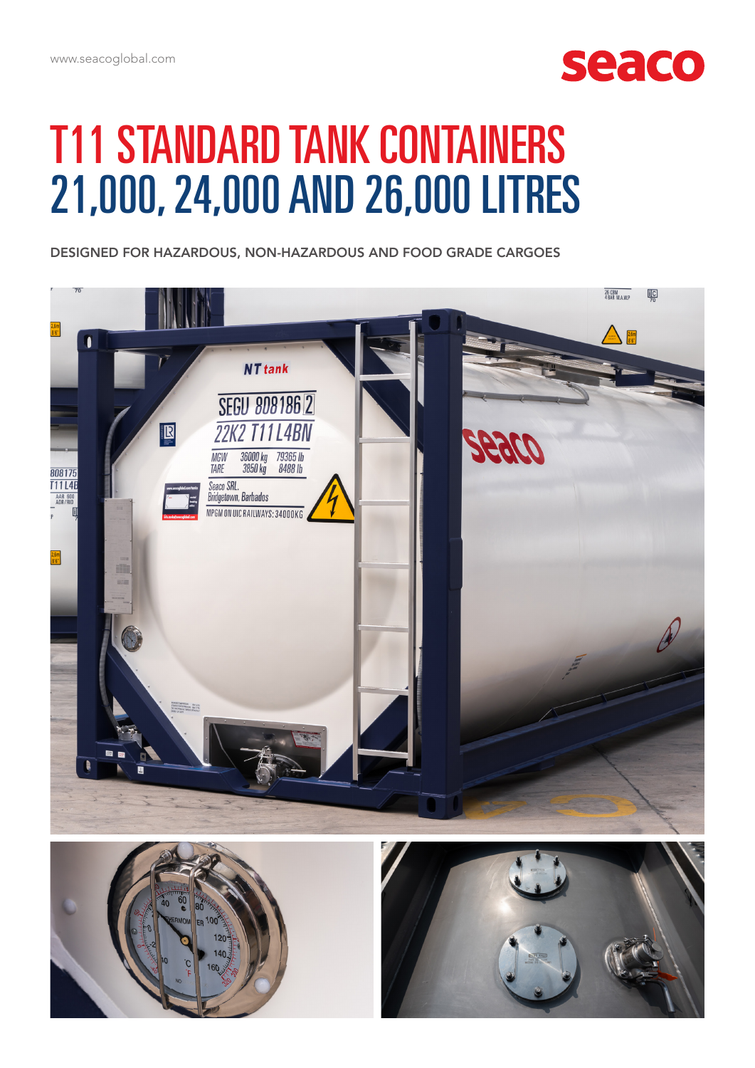www.seacoglobal.com

seaco

# T11 STANDARD TANK CONTAINERS
# 21,000, 24,000 AND 26,000 LITRES

DESIGNED FOR HAZARDOUS, NON-HAZARDOUS AND FOOD GRADE CARGOES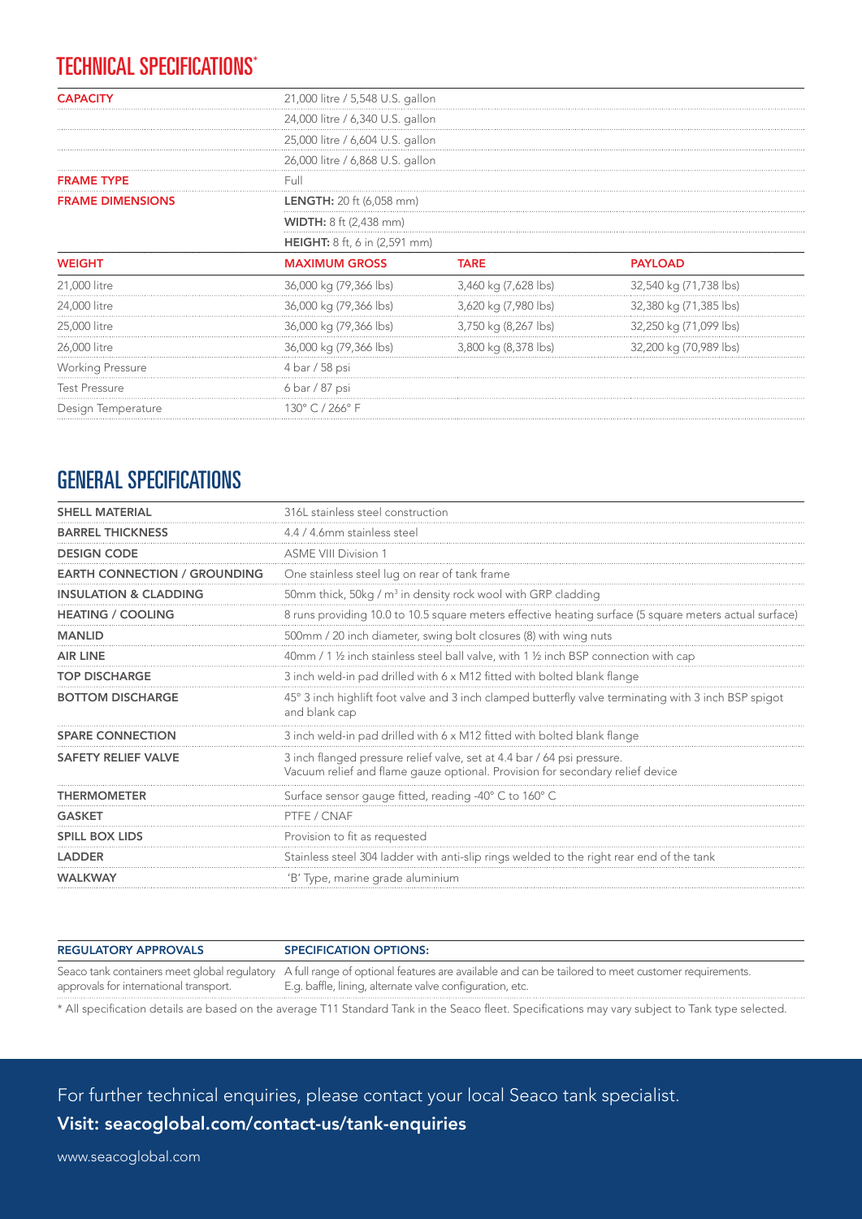## TECHNICAL SPECIFICATIONS*

| | | | |
|---|---|---|---|
| **CAPACITY** | 21,000 litre / 5,548 U.S. gallon | | |
| | 24,000 litre / 6,340 U.S. gallon | | |
| | 25,000 litre / 6,604 U.S. gallon | | |
| | 26,000 litre / 6,868 U.S. gallon | | |
| **FRAME TYPE** | Full | | |
| **FRAME DIMENSIONS** | **LENGTH:** 20 ft (6,058 mm) | | |
| | **WIDTH:** 8 ft (2,438 mm) | | |
| | **HEIGHT:** 8 ft, 6 in (2,591 mm) | | |
| **WEIGHT** | **MAXIMUM GROSS** | **TARE** | **PAYLOAD** |
| 21,000 litre | 36,000 kg (79,366 lbs) | 3,460 kg (7,628 lbs) | 32,540 kg (71,738 lbs) |
| 24,000 litre | 36,000 kg (79,366 lbs) | 3,620 kg (7,980 lbs) | 32,380 kg (71,385 lbs) |
| 25,000 litre | 36,000 kg (79,366 lbs) | 3,750 kg (8,267 lbs) | 32,250 kg (71,099 lbs) |
| 26,000 litre | 36,000 kg (79,366 lbs) | 3,800 kg (8,378 lbs) | 32,200 kg (70,989 lbs) |
| Working Pressure | 4 bar / 58 psi | | |
| Test Pressure | 6 bar / 87 psi | | |
| Design Temperature | 130° C / 266° F | | |

## GENERAL SPECIFICATIONS

| | |
|---|---|
| **SHELL MATERIAL** | 316L stainless steel construction |
| **BARREL THICKNESS** | 4.4 / 4.6mm stainless steel |
| **DESIGN CODE** | ASME VIII Division 1 |
| **EARTH CONNECTION / GROUNDING** | One stainless steel lug on rear of tank frame |
| **INSULATION & CLADDING** | 50mm thick, 50kg / m³ in density rock wool with GRP cladding |
| **HEATING / COOLING** | 8 runs providing 10.0 to 10.5 square meters effective heating surface (5 square meters actual surface) |
| **MANLID** | 500mm / 20 inch diameter, swing bolt closures (8) with wing nuts |
| **AIR LINE** | 40mm / 1 ½ inch stainless steel ball valve, with 1 ½ inch BSP connection with cap |
| **TOP DISCHARGE** | 3 inch weld-in pad drilled with 6 x M12 fitted with bolted blank flange |
| **BOTTOM DISCHARGE** | 45° 3 inch highlift foot valve and 3 inch clamped butterfly valve terminating with 3 inch BSP spigot and blank cap |
| **SPARE CONNECTION** | 3 inch weld-in pad drilled with 6 x M12 fitted with bolted blank flange |
| **SAFETY RELIEF VALVE** | 3 inch flanged pressure relief valve, set at 4.4 bar / 64 psi pressure. Vacuum relief and flame gauze optional. Provision for secondary relief device |
| **THERMOMETER** | Surface sensor gauge fitted, reading -40° C to 160° C |
| **GASKET** | PTFE / CNAF |
| **SPILL BOX LIDS** | Provision to fit as requested |
| **LADDER** | Stainless steel 304 ladder with anti-slip rings welded to the right rear end of the tank |
| **WALKWAY** | 'B' Type, marine grade aluminium |

| **REGULATORY APPROVALS** | **SPECIFICATION OPTIONS:** |
|---|---|
| Seaco tank containers meet global regulatory approvals for international transport. | A full range of optional features are available and can be tailored to meet customer requirements. E.g. baffle, lining, alternate valve configuration, etc. |

* All specification details are based on the average T11 Standard Tank in the Seaco fleet. Specifications may vary subject to Tank type selected.

For further technical enquiries, please contact your local Seaco tank specialist.

**Visit: seacoglobal.com/contact-us/tank-enquiries**

www.seacoglobal.com